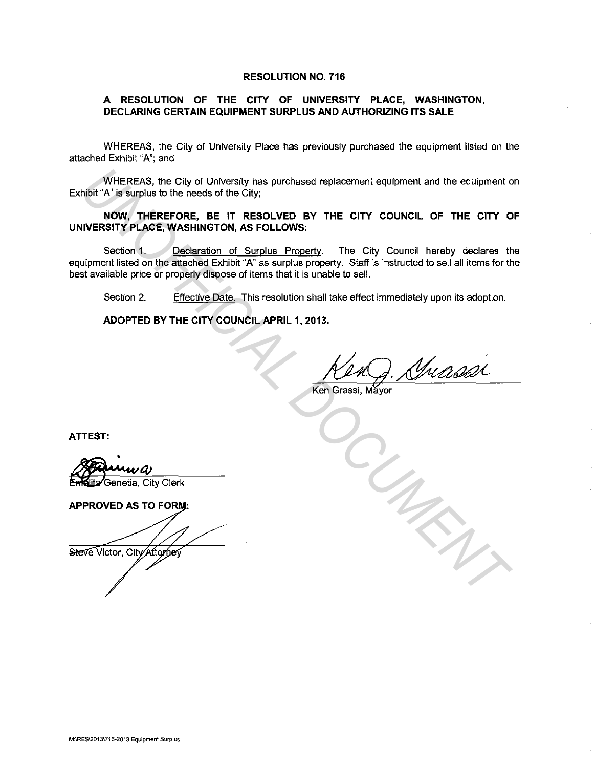# RESOLUTION NO. 716

## A RESOLUTION OF THE CITY OF UNIVERSITY PLACE, WASHINGTON, DECLARING CERTAIN EQUIPMENT SURPLUS AND AUTHORIZING ITS SALE

WHEREAS, the City of University Place has previously purchased the equipment listed on the attached Exhibit "A"; and

WHEREAS, the City of University has purchased replacement equipment and the equipment on Exhibit "A" is surplus to the needs of the City;

**NOW, THEREFORE, BE IT RESOLVED BY THE CITY COUNCIL OF THE CITY OF UNIVERSITY PLACE, WASHINGTON, AS FOLLOWS:**

Section 1. Declaration of Surplus Property. The City Council hereby declares the equipment listed on the attached Exhibit "A" as surplus property. Staff is instructed to sell all items for the best available price or properly dispose of items that it is unable to sell.

Section 2. Effective Date. This resolution shall take effect immediately upon its adoption.

**ADOPTED BY THE CITY COUNCIL APRIL 1, 2013.**

Ken Grassi, Mayor

**ATTEST:**

Emelita Genetia, City Clerk

**APPROVED AS TO FORM:**

Steve Victor, City Attorney

M:\RES\2013\716-2013 Equipment Surplus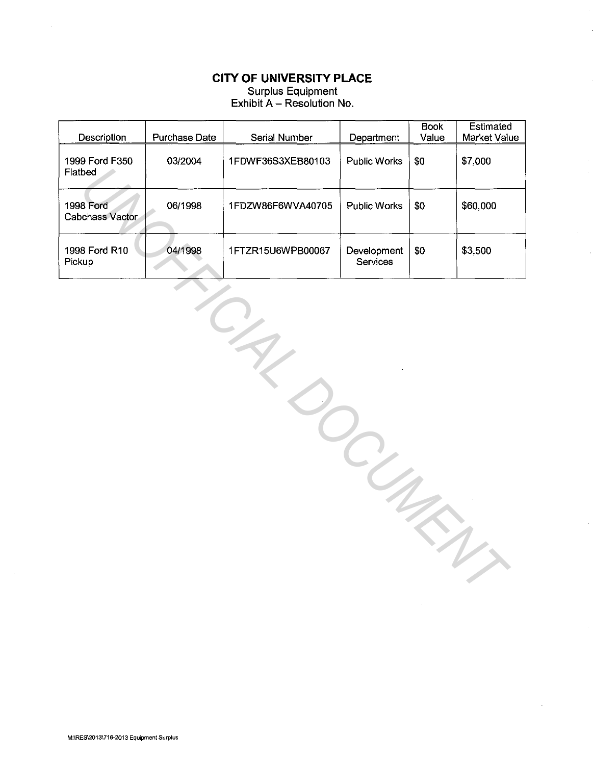**CITY OF UNIVERSITY PLACE**

Surplus Equipment

Exhibit A – Resolution No.

| Description | Purchase Date | Serial Number | Department | Book Value | Estimated Market Value |
|---|---|---|---|---|---|
| 1999 Ford F350 Flatbed | 03/2004 | 1FDWF36S3XEB80103 | Public Works | $0 | $7,000 |
| 1998 Ford Cabchass Vactor | 06/1998 | 1FDZW86F6WVA40705 | Public Works | $0 | $60,000 |
| 1998 Ford R10 Pickup | 04/1998 | 1FTZR15U6WPB00067 | Development Services | $0 | $3,500 |

UNOFFICIAL DOCUMENT

M:\RES\2013\716-2013 Equipment Surplus